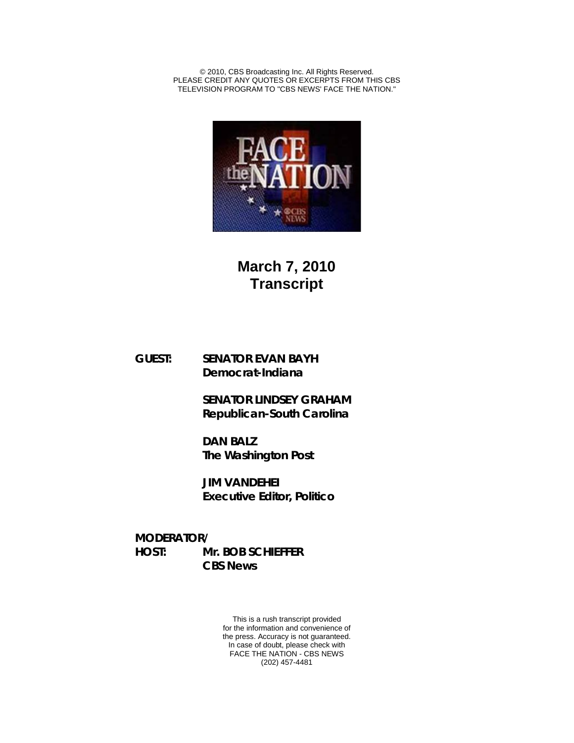© 2010, CBS Broadcasting Inc. All Rights Reserved.
PLEASE CREDIT ANY QUOTES OR EXCERPTS FROM THIS CBS TELEVISION PROGRAM TO "CBS NEWS' FACE THE NATION."

# March 7, 2010
# Transcript

**GUEST:** **SENATOR EVAN BAYH**
**Democrat-Indiana**

**SENATOR LINDSEY GRAHAM**
**Republican-South Carolina**

**DAN BALZ**
**The Washington Post**

**JIM VANDEHEI**
**Executive Editor, Politico**

**MODERATOR/**
**HOST:** **Mr. BOB SCHIEFFER**
**CBS News**

This is a rush transcript provided for the information and convenience of the press. Accuracy is not guaranteed. In case of doubt, please check with FACE THE NATION - CBS NEWS (202) 457-4481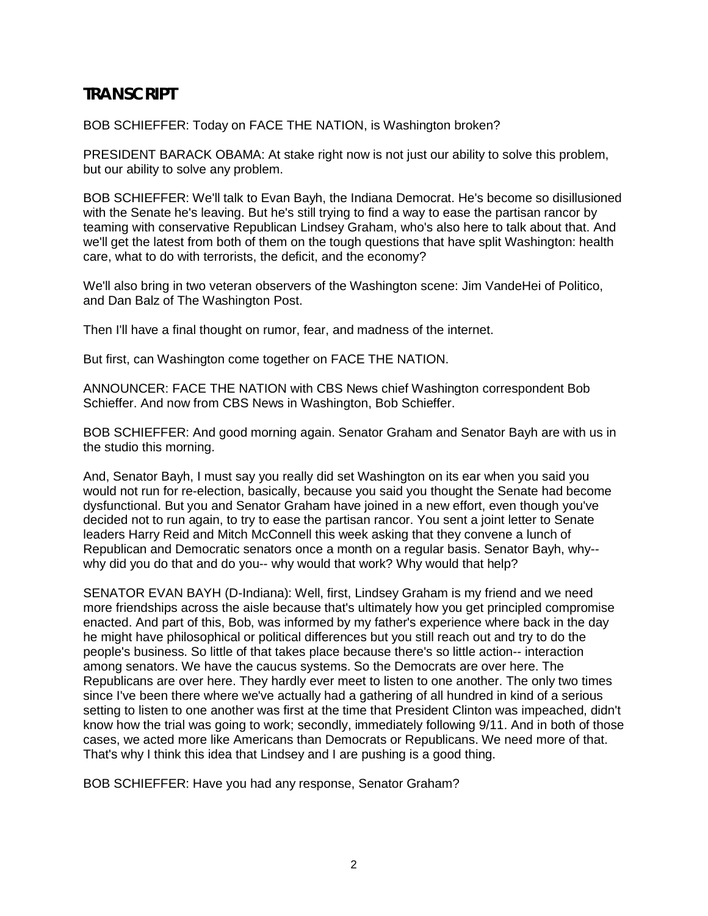## TRANSCRIPT

BOB SCHIEFFER: Today on FACE THE NATION, is Washington broken?

PRESIDENT BARACK OBAMA: At stake right now is not just our ability to solve this problem, but our ability to solve any problem.

BOB SCHIEFFER: We'll talk to Evan Bayh, the Indiana Democrat. He's become so disillusioned with the Senate he's leaving. But he's still trying to find a way to ease the partisan rancor by teaming with conservative Republican Lindsey Graham, who's also here to talk about that. And we'll get the latest from both of them on the tough questions that have split Washington: health care, what to do with terrorists, the deficit, and the economy?

We'll also bring in two veteran observers of the Washington scene: Jim VandeHei of Politico, and Dan Balz of The Washington Post.

Then I'll have a final thought on rumor, fear, and madness of the internet.

But first, can Washington come together on FACE THE NATION.

ANNOUNCER: FACE THE NATION with CBS News chief Washington correspondent Bob Schieffer. And now from CBS News in Washington, Bob Schieffer.

BOB SCHIEFFER: And good morning again. Senator Graham and Senator Bayh are with us in the studio this morning.

And, Senator Bayh, I must say you really did set Washington on its ear when you said you would not run for re-election, basically, because you said you thought the Senate had become dysfunctional. But you and Senator Graham have joined in a new effort, even though you've decided not to run again, to try to ease the partisan rancor. You sent a joint letter to Senate leaders Harry Reid and Mitch McConnell this week asking that they convene a lunch of Republican and Democratic senators once a month on a regular basis. Senator Bayh, why--why did you do that and do you-- why would that work? Why would that help?

SENATOR EVAN BAYH (D-Indiana): Well, first, Lindsey Graham is my friend and we need more friendships across the aisle because that's ultimately how you get principled compromise enacted. And part of this, Bob, was informed by my father's experience where back in the day he might have philosophical or political differences but you still reach out and try to do the people's business. So little of that takes place because there's so little action-- interaction among senators. We have the caucus systems. So the Democrats are over here. The Republicans are over here. They hardly ever meet to listen to one another. The only two times since I've been there where we've actually had a gathering of all hundred in kind of a serious setting to listen to one another was first at the time that President Clinton was impeached, didn't know how the trial was going to work; secondly, immediately following 9/11. And in both of those cases, we acted more like Americans than Democrats or Republicans. We need more of that. That's why I think this idea that Lindsey and I are pushing is a good thing.

BOB SCHIEFFER: Have you had any response, Senator Graham?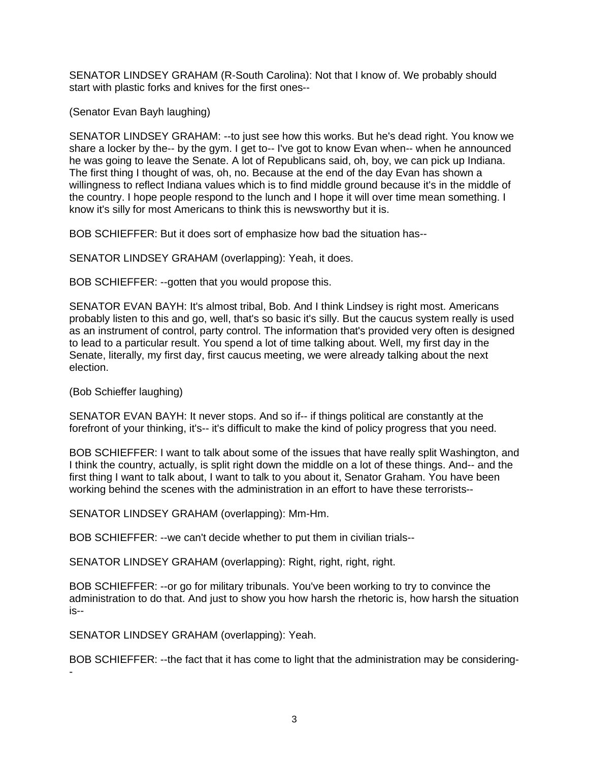SENATOR LINDSEY GRAHAM (R-South Carolina): Not that I know of. We probably should start with plastic forks and knives for the first ones--

(Senator Evan Bayh laughing)

SENATOR LINDSEY GRAHAM: --to just see how this works. But he's dead right. You know we share a locker by the-- by the gym. I get to-- I've got to know Evan when-- when he announced he was going to leave the Senate. A lot of Republicans said, oh, boy, we can pick up Indiana. The first thing I thought of was, oh, no. Because at the end of the day Evan has shown a willingness to reflect Indiana values which is to find middle ground because it's in the middle of the country. I hope people respond to the lunch and I hope it will over time mean something. I know it's silly for most Americans to think this is newsworthy but it is.

BOB SCHIEFFER: But it does sort of emphasize how bad the situation has--

SENATOR LINDSEY GRAHAM (overlapping): Yeah, it does.

BOB SCHIEFFER: --gotten that you would propose this.

SENATOR EVAN BAYH: It's almost tribal, Bob. And I think Lindsey is right most. Americans probably listen to this and go, well, that's so basic it's silly. But the caucus system really is used as an instrument of control, party control. The information that's provided very often is designed to lead to a particular result. You spend a lot of time talking about. Well, my first day in the Senate, literally, my first day, first caucus meeting, we were already talking about the next election.

(Bob Schieffer laughing)

SENATOR EVAN BAYH: It never stops. And so if-- if things political are constantly at the forefront of your thinking, it's-- it's difficult to make the kind of policy progress that you need.

BOB SCHIEFFER: I want to talk about some of the issues that have really split Washington, and I think the country, actually, is split right down the middle on a lot of these things. And-- and the first thing I want to talk about, I want to talk to you about it, Senator Graham. You have been working behind the scenes with the administration in an effort to have these terrorists--

SENATOR LINDSEY GRAHAM (overlapping): Mm-Hm.

BOB SCHIEFFER: --we can't decide whether to put them in civilian trials--

SENATOR LINDSEY GRAHAM (overlapping): Right, right, right, right.

BOB SCHIEFFER: --or go for military tribunals. You've been working to try to convince the administration to do that. And just to show you how harsh the rhetoric is, how harsh the situation is--

SENATOR LINDSEY GRAHAM (overlapping): Yeah.

BOB SCHIEFFER: --the fact that it has come to light that the administration may be considering--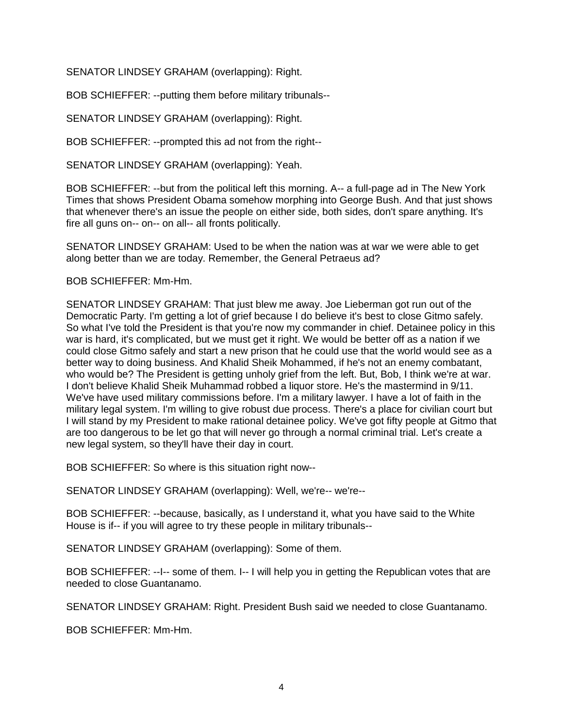SENATOR LINDSEY GRAHAM (overlapping): Right.

BOB SCHIEFFER: --putting them before military tribunals--

SENATOR LINDSEY GRAHAM (overlapping): Right.

BOB SCHIEFFER: --prompted this ad not from the right--

SENATOR LINDSEY GRAHAM (overlapping): Yeah.

BOB SCHIEFFER: --but from the political left this morning. A-- a full-page ad in The New York Times that shows President Obama somehow morphing into George Bush. And that just shows that whenever there's an issue the people on either side, both sides, don't spare anything. It's fire all guns on-- on-- on all-- all fronts politically.

SENATOR LINDSEY GRAHAM: Used to be when the nation was at war we were able to get along better than we are today. Remember, the General Petraeus ad?

BOB SCHIEFFER: Mm-Hm.

SENATOR LINDSEY GRAHAM: That just blew me away. Joe Lieberman got run out of the Democratic Party. I'm getting a lot of grief because I do believe it's best to close Gitmo safely. So what I've told the President is that you're now my commander in chief. Detainee policy in this war is hard, it's complicated, but we must get it right. We would be better off as a nation if we could close Gitmo safely and start a new prison that he could use that the world would see as a better way to doing business. And Khalid Sheik Mohammed, if he's not an enemy combatant, who would be? The President is getting unholy grief from the left. But, Bob, I think we're at war. I don't believe Khalid Sheik Muhammad robbed a liquor store. He's the mastermind in 9/11. We've have used military commissions before. I'm a military lawyer. I have a lot of faith in the military legal system. I'm willing to give robust due process. There's a place for civilian court but I will stand by my President to make rational detainee policy. We've got fifty people at Gitmo that are too dangerous to be let go that will never go through a normal criminal trial. Let's create a new legal system, so they'll have their day in court.

BOB SCHIEFFER: So where is this situation right now--

SENATOR LINDSEY GRAHAM (overlapping): Well, we're-- we're--

BOB SCHIEFFER: --because, basically, as I understand it, what you have said to the White House is if-- if you will agree to try these people in military tribunals--

SENATOR LINDSEY GRAHAM (overlapping): Some of them.

BOB SCHIEFFER: --I-- some of them. I-- I will help you in getting the Republican votes that are needed to close Guantanamo.

SENATOR LINDSEY GRAHAM: Right. President Bush said we needed to close Guantanamo.

BOB SCHIEFFER: Mm-Hm.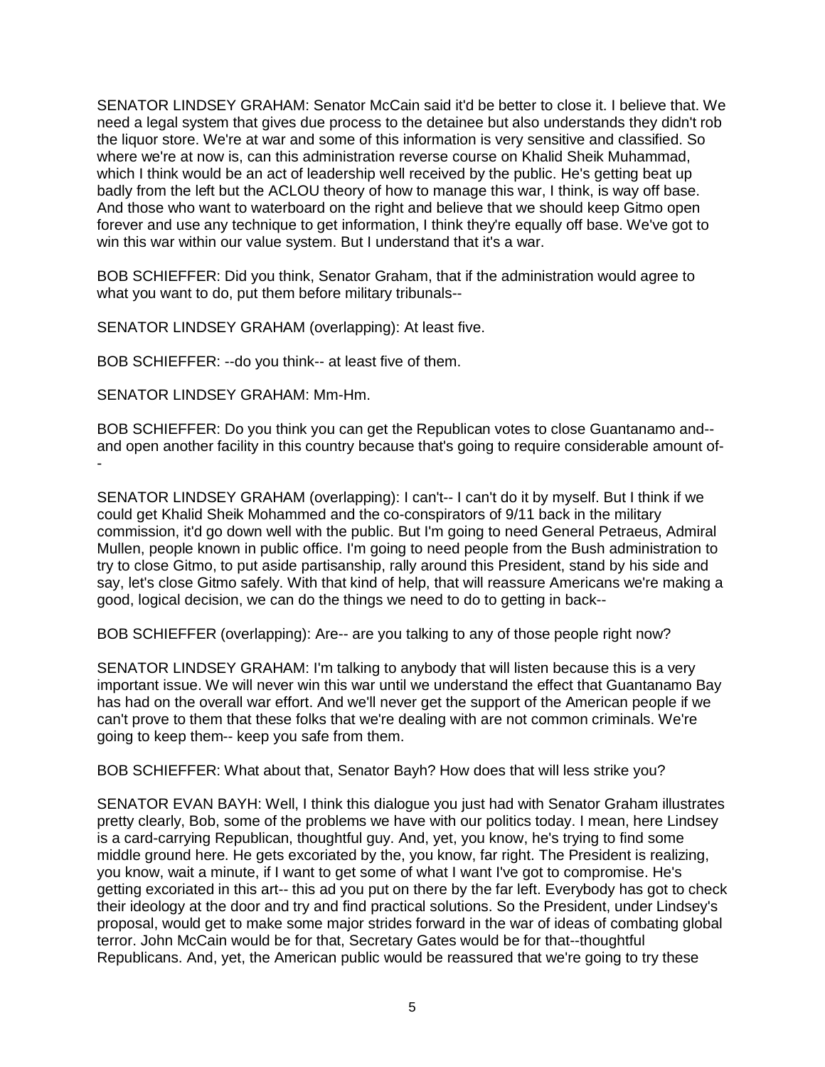SENATOR LINDSEY GRAHAM: Senator McCain said it'd be better to close it. I believe that. We need a legal system that gives due process to the detainee but also understands they didn't rob the liquor store. We're at war and some of this information is very sensitive and classified. So where we're at now is, can this administration reverse course on Khalid Sheik Muhammad, which I think would be an act of leadership well received by the public. He's getting beat up badly from the left but the ACLOU theory of how to manage this war, I think, is way off base. And those who want to waterboard on the right and believe that we should keep Gitmo open forever and use any technique to get information, I think they're equally off base. We've got to win this war within our value system. But I understand that it's a war.

BOB SCHIEFFER: Did you think, Senator Graham, that if the administration would agree to what you want to do, put them before military tribunals--

SENATOR LINDSEY GRAHAM (overlapping): At least five.

BOB SCHIEFFER: --do you think-- at least five of them.

SENATOR LINDSEY GRAHAM: Mm-Hm.

BOB SCHIEFFER: Do you think you can get the Republican votes to close Guantanamo and--and open another facility in this country because that's going to require considerable amount of--

SENATOR LINDSEY GRAHAM (overlapping): I can't-- I can't do it by myself. But I think if we could get Khalid Sheik Mohammed and the co-conspirators of 9/11 back in the military commission, it'd go down well with the public. But I'm going to need General Petraeus, Admiral Mullen, people known in public office. I'm going to need people from the Bush administration to try to close Gitmo, to put aside partisanship, rally around this President, stand by his side and say, let's close Gitmo safely. With that kind of help, that will reassure Americans we're making a good, logical decision, we can do the things we need to do to getting in back--

BOB SCHIEFFER (overlapping): Are-- are you talking to any of those people right now?

SENATOR LINDSEY GRAHAM: I'm talking to anybody that will listen because this is a very important issue. We will never win this war until we understand the effect that Guantanamo Bay has had on the overall war effort. And we'll never get the support of the American people if we can't prove to them that these folks that we're dealing with are not common criminals. We're going to keep them-- keep you safe from them.

BOB SCHIEFFER: What about that, Senator Bayh? How does that will less strike you?

SENATOR EVAN BAYH: Well, I think this dialogue you just had with Senator Graham illustrates pretty clearly, Bob, some of the problems we have with our politics today. I mean, here Lindsey is a card-carrying Republican, thoughtful guy. And, yet, you know, he's trying to find some middle ground here. He gets excoriated by the, you know, far right. The President is realizing, you know, wait a minute, if I want to get some of what I want I've got to compromise. He's getting excoriated in this art-- this ad you put on there by the far left. Everybody has got to check their ideology at the door and try and find practical solutions. So the President, under Lindsey's proposal, would get to make some major strides forward in the war of ideas of combating global terror. John McCain would be for that, Secretary Gates would be for that--thoughtful Republicans. And, yet, the American public would be reassured that we're going to try these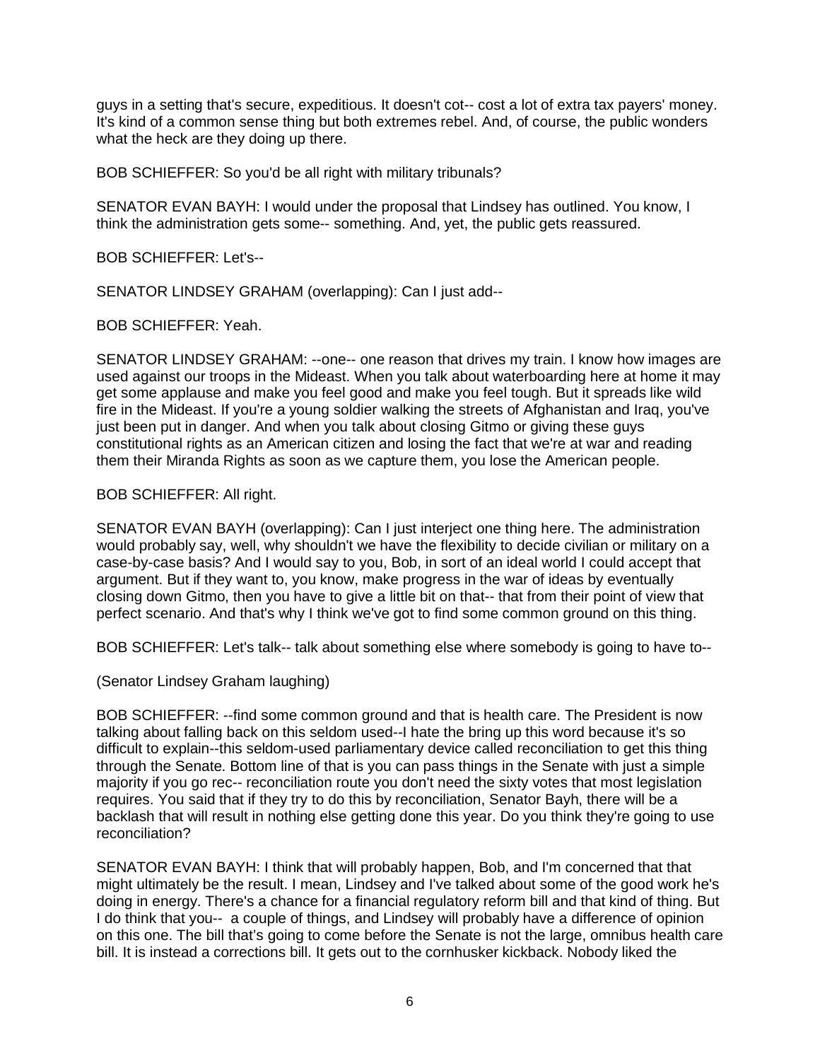guys in a setting that's secure, expeditious. It doesn't cot-- cost a lot of extra tax payers' money. It's kind of a common sense thing but both extremes rebel. And, of course, the public wonders what the heck are they doing up there.

BOB SCHIEFFER: So you'd be all right with military tribunals?

SENATOR EVAN BAYH: I would under the proposal that Lindsey has outlined. You know, I think the administration gets some-- something. And, yet, the public gets reassured.

BOB SCHIEFFER: Let's--

SENATOR LINDSEY GRAHAM (overlapping): Can I just add--

BOB SCHIEFFER: Yeah.

SENATOR LINDSEY GRAHAM: --one-- one reason that drives my train. I know how images are used against our troops in the Mideast. When you talk about waterboarding here at home it may get some applause and make you feel good and make you feel tough. But it spreads like wild fire in the Mideast. If you're a young soldier walking the streets of Afghanistan and Iraq, you've just been put in danger. And when you talk about closing Gitmo or giving these guys constitutional rights as an American citizen and losing the fact that we're at war and reading them their Miranda Rights as soon as we capture them, you lose the American people.

BOB SCHIEFFER: All right.

SENATOR EVAN BAYH (overlapping): Can I just interject one thing here. The administration would probably say, well, why shouldn't we have the flexibility to decide civilian or military on a case-by-case basis? And I would say to you, Bob, in sort of an ideal world I could accept that argument. But if they want to, you know, make progress in the war of ideas by eventually closing down Gitmo, then you have to give a little bit on that-- that from their point of view that perfect scenario. And that's why I think we've got to find some common ground on this thing.

BOB SCHIEFFER: Let's talk-- talk about something else where somebody is going to have to--

(Senator Lindsey Graham laughing)

BOB SCHIEFFER: --find some common ground and that is health care. The President is now talking about falling back on this seldom used--I hate the bring up this word because it's so difficult to explain--this seldom-used parliamentary device called reconciliation to get this thing through the Senate. Bottom line of that is you can pass things in the Senate with just a simple majority if you go rec-- reconciliation route you don't need the sixty votes that most legislation requires. You said that if they try to do this by reconciliation, Senator Bayh, there will be a backlash that will result in nothing else getting done this year. Do you think they're going to use reconciliation?

SENATOR EVAN BAYH: I think that will probably happen, Bob, and I'm concerned that that might ultimately be the result. I mean, Lindsey and I've talked about some of the good work he's doing in energy. There's a chance for a financial regulatory reform bill and that kind of thing. But I do think that you-- a couple of things, and Lindsey will probably have a difference of opinion on this one. The bill that's going to come before the Senate is not the large, omnibus health care bill. It is instead a corrections bill. It gets out to the cornhusker kickback. Nobody liked the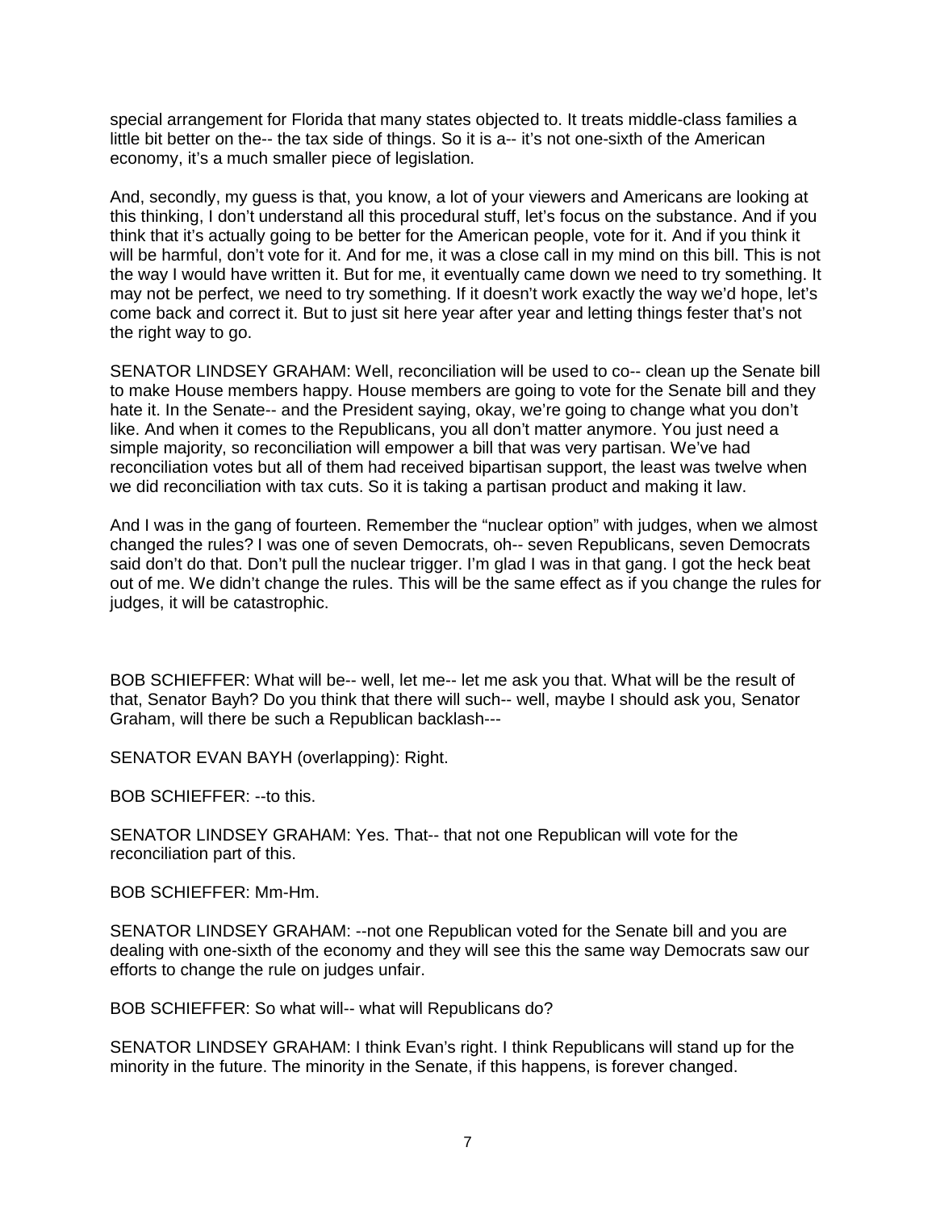special arrangement for Florida that many states objected to. It treats middle-class families a little bit better on the-- the tax side of things. So it is a-- it's not one-sixth of the American economy, it's a much smaller piece of legislation.

And, secondly, my guess is that, you know, a lot of your viewers and Americans are looking at this thinking, I don't understand all this procedural stuff, let's focus on the substance. And if you think that it's actually going to be better for the American people, vote for it. And if you think it will be harmful, don't vote for it. And for me, it was a close call in my mind on this bill. This is not the way I would have written it. But for me, it eventually came down we need to try something. It may not be perfect, we need to try something. If it doesn't work exactly the way we'd hope, let's come back and correct it. But to just sit here year after year and letting things fester that's not the right way to go.

SENATOR LINDSEY GRAHAM: Well, reconciliation will be used to co-- clean up the Senate bill to make House members happy. House members are going to vote for the Senate bill and they hate it. In the Senate-- and the President saying, okay, we're going to change what you don't like. And when it comes to the Republicans, you all don't matter anymore. You just need a simple majority, so reconciliation will empower a bill that was very partisan. We've had reconciliation votes but all of them had received bipartisan support, the least was twelve when we did reconciliation with tax cuts. So it is taking a partisan product and making it law.

And I was in the gang of fourteen. Remember the "nuclear option" with judges, when we almost changed the rules? I was one of seven Democrats, oh-- seven Republicans, seven Democrats said don't do that. Don't pull the nuclear trigger. I'm glad I was in that gang. I got the heck beat out of me. We didn't change the rules. This will be the same effect as if you change the rules for judges, it will be catastrophic.

BOB SCHIEFFER: What will be-- well, let me-- let me ask you that. What will be the result of that, Senator Bayh? Do you think that there will such-- well, maybe I should ask you, Senator Graham, will there be such a Republican backlash---

SENATOR EVAN BAYH (overlapping): Right.

BOB SCHIEFFER: --to this.

SENATOR LINDSEY GRAHAM: Yes. That-- that not one Republican will vote for the reconciliation part of this.

BOB SCHIEFFER: Mm-Hm.

SENATOR LINDSEY GRAHAM: --not one Republican voted for the Senate bill and you are dealing with one-sixth of the economy and they will see this the same way Democrats saw our efforts to change the rule on judges unfair.

BOB SCHIEFFER: So what will-- what will Republicans do?

SENATOR LINDSEY GRAHAM: I think Evan's right. I think Republicans will stand up for the minority in the future. The minority in the Senate, if this happens, is forever changed.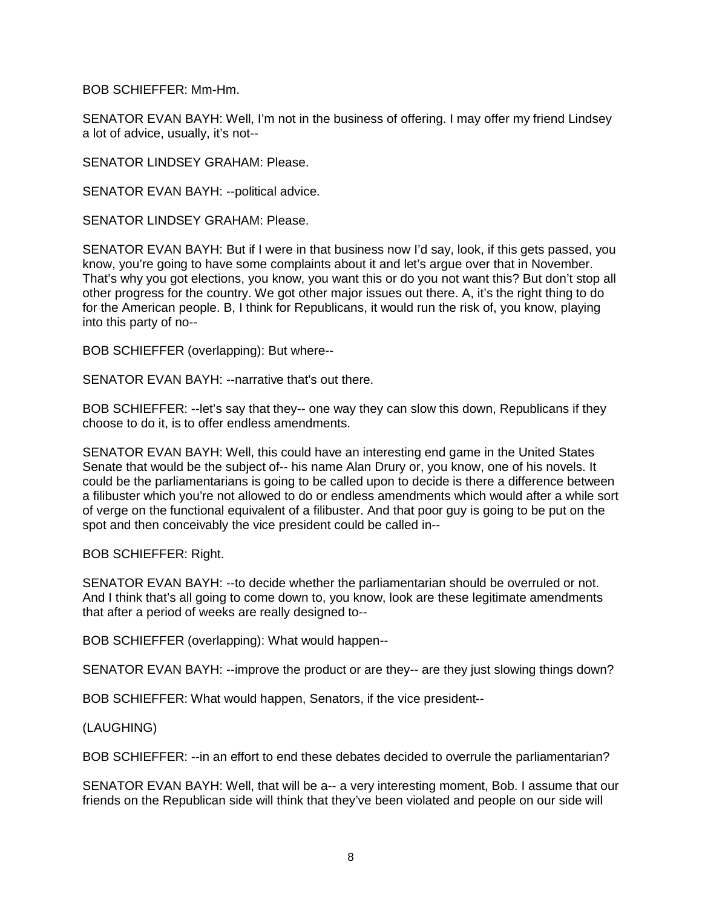BOB SCHIEFFER: Mm-Hm.

SENATOR EVAN BAYH: Well, I'm not in the business of offering. I may offer my friend Lindsey a lot of advice, usually, it's not--

SENATOR LINDSEY GRAHAM: Please.

SENATOR EVAN BAYH: --political advice.

SENATOR LINDSEY GRAHAM: Please.

SENATOR EVAN BAYH: But if I were in that business now I'd say, look, if this gets passed, you know, you're going to have some complaints about it and let's argue over that in November. That's why you got elections, you know, you want this or do you not want this? But don't stop all other progress for the country. We got other major issues out there. A, it's the right thing to do for the American people. B, I think for Republicans, it would run the risk of, you know, playing into this party of no--

BOB SCHIEFFER (overlapping): But where--

SENATOR EVAN BAYH: --narrative that's out there.

BOB SCHIEFFER: --let's say that they-- one way they can slow this down, Republicans if they choose to do it, is to offer endless amendments.

SENATOR EVAN BAYH: Well, this could have an interesting end game in the United States Senate that would be the subject of-- his name Alan Drury or, you know, one of his novels. It could be the parliamentarians is going to be called upon to decide is there a difference between a filibuster which you're not allowed to do or endless amendments which would after a while sort of verge on the functional equivalent of a filibuster. And that poor guy is going to be put on the spot and then conceivably the vice president could be called in--

BOB SCHIEFFER: Right.

SENATOR EVAN BAYH: --to decide whether the parliamentarian should be overruled or not. And I think that's all going to come down to, you know, look are these legitimate amendments that after a period of weeks are really designed to--

BOB SCHIEFFER (overlapping): What would happen--

SENATOR EVAN BAYH: --improve the product or are they-- are they just slowing things down?

BOB SCHIEFFER: What would happen, Senators, if the vice president--

(LAUGHING)

BOB SCHIEFFER: --in an effort to end these debates decided to overrule the parliamentarian?

SENATOR EVAN BAYH: Well, that will be a-- a very interesting moment, Bob. I assume that our friends on the Republican side will think that they've been violated and people on our side will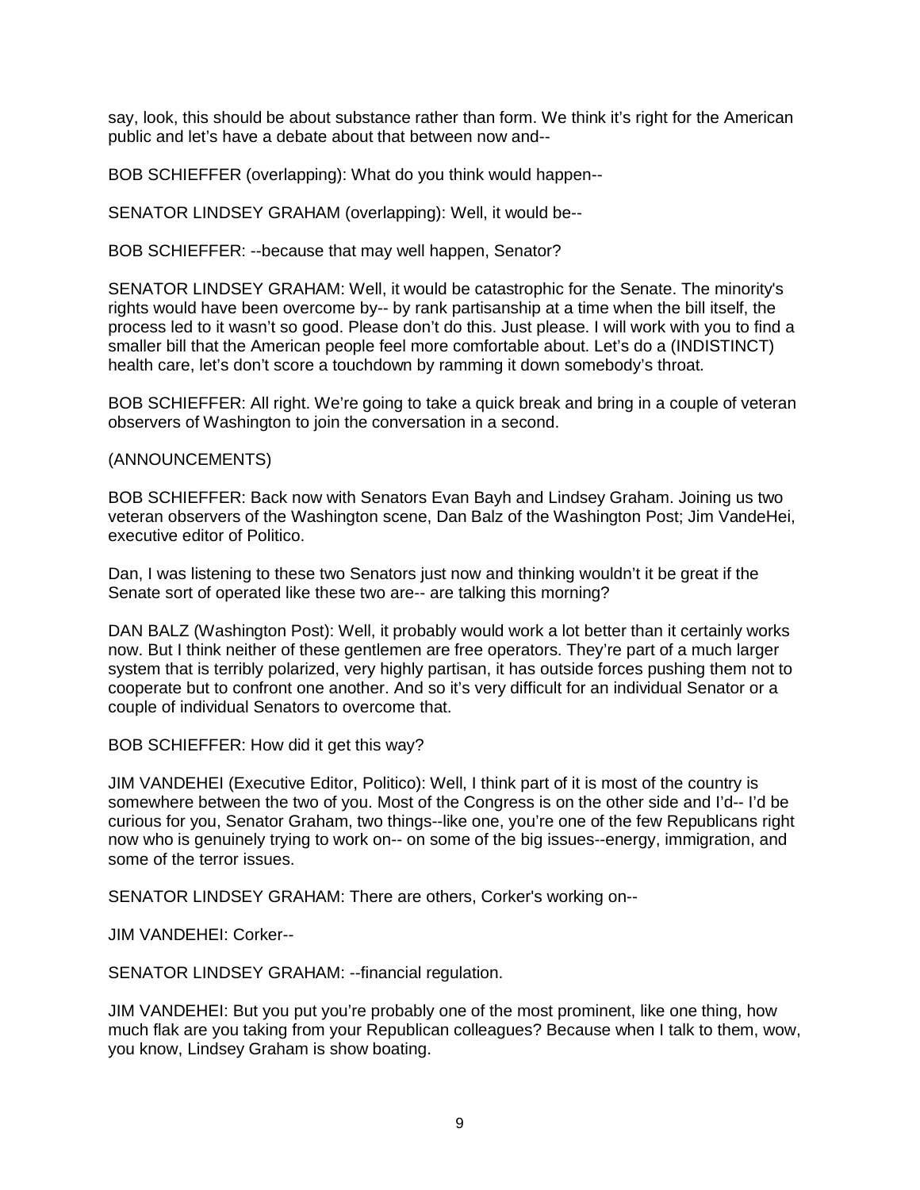say, look, this should be about substance rather than form. We think it's right for the American public and let's have a debate about that between now and--

BOB SCHIEFFER (overlapping): What do you think would happen--

SENATOR LINDSEY GRAHAM (overlapping): Well, it would be--

BOB SCHIEFFER: --because that may well happen, Senator?

SENATOR LINDSEY GRAHAM: Well, it would be catastrophic for the Senate. The minority's rights would have been overcome by-- by rank partisanship at a time when the bill itself, the process led to it wasn't so good. Please don't do this. Just please. I will work with you to find a smaller bill that the American people feel more comfortable about. Let's do a (INDISTINCT) health care, let's don't score a touchdown by ramming it down somebody's throat.

BOB SCHIEFFER: All right. We're going to take a quick break and bring in a couple of veteran observers of Washington to join the conversation in a second.

(ANNOUNCEMENTS)

BOB SCHIEFFER: Back now with Senators Evan Bayh and Lindsey Graham. Joining us two veteran observers of the Washington scene, Dan Balz of the Washington Post; Jim VandeHei, executive editor of Politico.

Dan, I was listening to these two Senators just now and thinking wouldn't it be great if the Senate sort of operated like these two are-- are talking this morning?

DAN BALZ (Washington Post): Well, it probably would work a lot better than it certainly works now. But I think neither of these gentlemen are free operators. They're part of a much larger system that is terribly polarized, very highly partisan, it has outside forces pushing them not to cooperate but to confront one another. And so it's very difficult for an individual Senator or a couple of individual Senators to overcome that.

BOB SCHIEFFER: How did it get this way?

JIM VANDEHEI (Executive Editor, Politico): Well, I think part of it is most of the country is somewhere between the two of you. Most of the Congress is on the other side and I'd-- I'd be curious for you, Senator Graham, two things--like one, you're one of the few Republicans right now who is genuinely trying to work on-- on some of the big issues--energy, immigration, and some of the terror issues.

SENATOR LINDSEY GRAHAM: There are others, Corker's working on--

JIM VANDEHEI: Corker--

SENATOR LINDSEY GRAHAM: --financial regulation.

JIM VANDEHEI: But you put you're probably one of the most prominent, like one thing, how much flak are you taking from your Republican colleagues? Because when I talk to them, wow, you know, Lindsey Graham is show boating.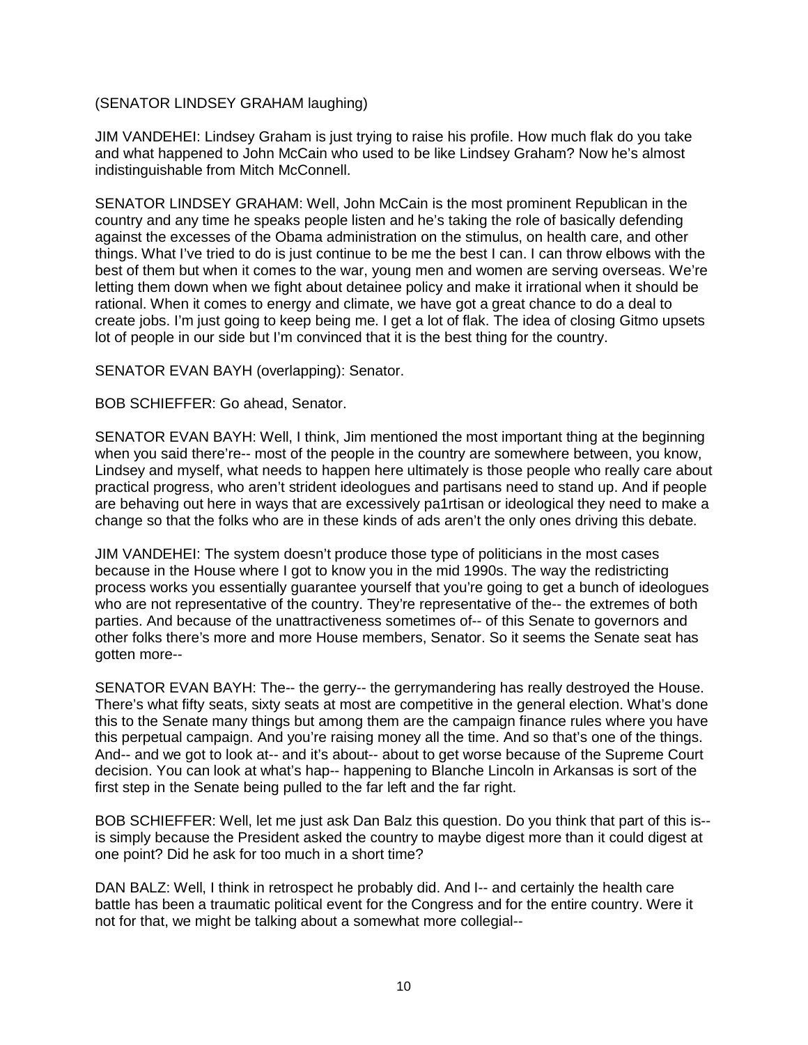(SENATOR LINDSEY GRAHAM laughing)

JIM VANDEHEI: Lindsey Graham is just trying to raise his profile. How much flak do you take and what happened to John McCain who used to be like Lindsey Graham? Now he's almost indistinguishable from Mitch McConnell.

SENATOR LINDSEY GRAHAM: Well, John McCain is the most prominent Republican in the country and any time he speaks people listen and he's taking the role of basically defending against the excesses of the Obama administration on the stimulus, on health care, and other things. What I've tried to do is just continue to be me the best I can. I can throw elbows with the best of them but when it comes to the war, young men and women are serving overseas. We're letting them down when we fight about detainee policy and make it irrational when it should be rational. When it comes to energy and climate, we have got a great chance to do a deal to create jobs. I'm just going to keep being me. I get a lot of flak. The idea of closing Gitmo upsets lot of people in our side but I'm convinced that it is the best thing for the country.

SENATOR EVAN BAYH (overlapping): Senator.

BOB SCHIEFFER: Go ahead, Senator.

SENATOR EVAN BAYH: Well, I think, Jim mentioned the most important thing at the beginning when you said there're-- most of the people in the country are somewhere between, you know, Lindsey and myself, what needs to happen here ultimately is those people who really care about practical progress, who aren't strident ideologues and partisans need to stand up. And if people are behaving out here in ways that are excessively pa1rtisan or ideological they need to make a change so that the folks who are in these kinds of ads aren't the only ones driving this debate.

JIM VANDEHEI: The system doesn't produce those type of politicians in the most cases because in the House where I got to know you in the mid 1990s. The way the redistricting process works you essentially guarantee yourself that you're going to get a bunch of ideologues who are not representative of the country. They're representative of the-- the extremes of both parties. And because of the unattractiveness sometimes of-- of this Senate to governors and other folks there's more and more House members, Senator. So it seems the Senate seat has gotten more--

SENATOR EVAN BAYH: The-- the gerry-- the gerrymandering has really destroyed the House. There's what fifty seats, sixty seats at most are competitive in the general election. What's done this to the Senate many things but among them are the campaign finance rules where you have this perpetual campaign. And you're raising money all the time. And so that's one of the things. And-- and we got to look at-- and it's about-- about to get worse because of the Supreme Court decision. You can look at what's hap-- happening to Blanche Lincoln in Arkansas is sort of the first step in the Senate being pulled to the far left and the far right.

BOB SCHIEFFER: Well, let me just ask Dan Balz this question. Do you think that part of this is-- is simply because the President asked the country to maybe digest more than it could digest at one point? Did he ask for too much in a short time?

DAN BALZ: Well, I think in retrospect he probably did. And I-- and certainly the health care battle has been a traumatic political event for the Congress and for the entire country. Were it not for that, we might be talking about a somewhat more collegial--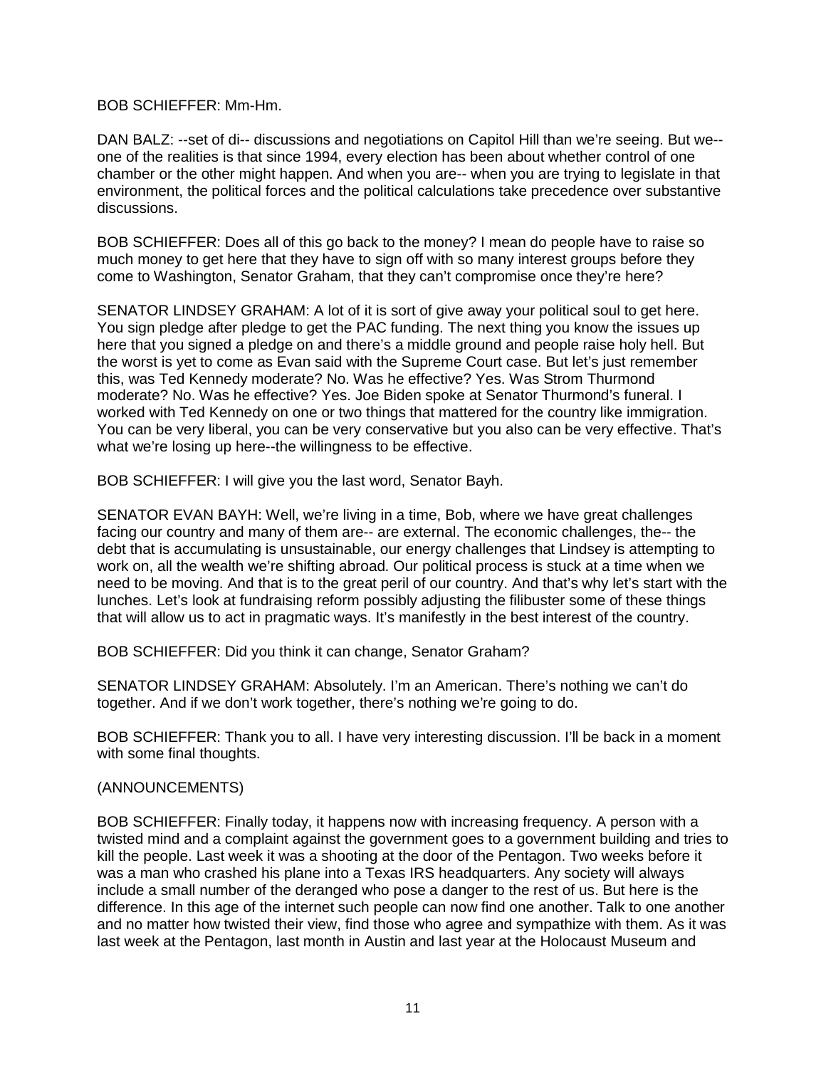BOB SCHIEFFER: Mm-Hm.

DAN BALZ: --set of di-- discussions and negotiations on Capitol Hill than we're seeing. But we-- one of the realities is that since 1994, every election has been about whether control of one chamber or the other might happen. And when you are-- when you are trying to legislate in that environment, the political forces and the political calculations take precedence over substantive discussions.

BOB SCHIEFFER: Does all of this go back to the money? I mean do people have to raise so much money to get here that they have to sign off with so many interest groups before they come to Washington, Senator Graham, that they can't compromise once they're here?

SENATOR LINDSEY GRAHAM: A lot of it is sort of give away your political soul to get here. You sign pledge after pledge to get the PAC funding. The next thing you know the issues up here that you signed a pledge on and there's a middle ground and people raise holy hell. But the worst is yet to come as Evan said with the Supreme Court case. But let's just remember this, was Ted Kennedy moderate? No. Was he effective? Yes. Was Strom Thurmond moderate? No. Was he effective? Yes. Joe Biden spoke at Senator Thurmond's funeral. I worked with Ted Kennedy on one or two things that mattered for the country like immigration. You can be very liberal, you can be very conservative but you also can be very effective. That's what we're losing up here--the willingness to be effective.

BOB SCHIEFFER: I will give you the last word, Senator Bayh.

SENATOR EVAN BAYH: Well, we're living in a time, Bob, where we have great challenges facing our country and many of them are-- are external. The economic challenges, the-- the debt that is accumulating is unsustainable, our energy challenges that Lindsey is attempting to work on, all the wealth we're shifting abroad. Our political process is stuck at a time when we need to be moving. And that is to the great peril of our country. And that's why let's start with the lunches. Let's look at fundraising reform possibly adjusting the filibuster some of these things that will allow us to act in pragmatic ways. It's manifestly in the best interest of the country.

BOB SCHIEFFER: Did you think it can change, Senator Graham?

SENATOR LINDSEY GRAHAM: Absolutely. I'm an American. There's nothing we can't do together. And if we don't work together, there's nothing we're going to do.

BOB SCHIEFFER: Thank you to all. I have very interesting discussion. I'll be back in a moment with some final thoughts.

(ANNOUNCEMENTS)

BOB SCHIEFFER: Finally today, it happens now with increasing frequency. A person with a twisted mind and a complaint against the government goes to a government building and tries to kill the people. Last week it was a shooting at the door of the Pentagon. Two weeks before it was a man who crashed his plane into a Texas IRS headquarters. Any society will always include a small number of the deranged who pose a danger to the rest of us. But here is the difference. In this age of the internet such people can now find one another. Talk to one another and no matter how twisted their view, find those who agree and sympathize with them. As it was last week at the Pentagon, last month in Austin and last year at the Holocaust Museum and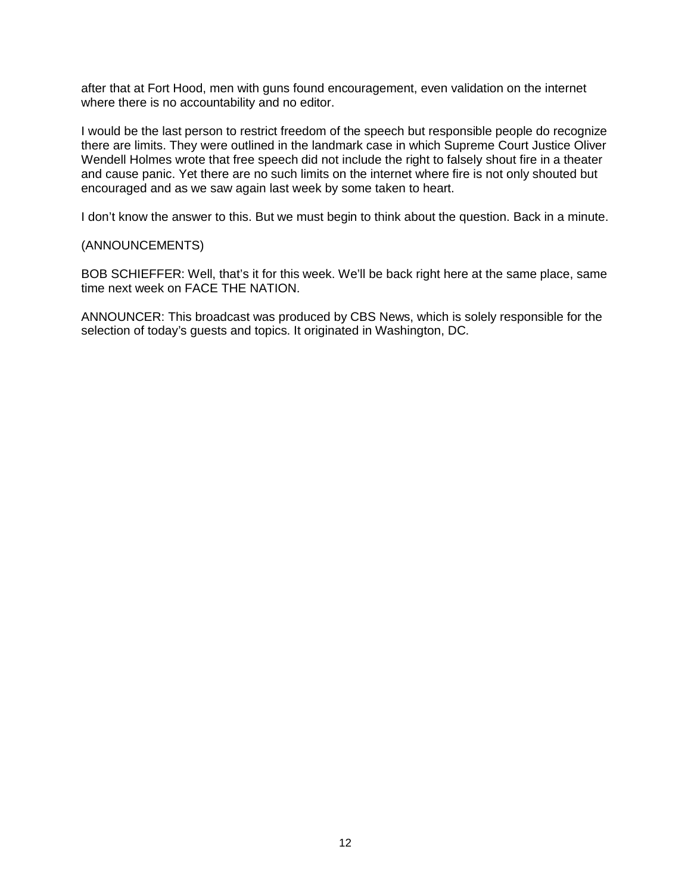after that at Fort Hood, men with guns found encouragement, even validation on the internet where there is no accountability and no editor.

I would be the last person to restrict freedom of the speech but responsible people do recognize there are limits. They were outlined in the landmark case in which Supreme Court Justice Oliver Wendell Holmes wrote that free speech did not include the right to falsely shout fire in a theater and cause panic. Yet there are no such limits on the internet where fire is not only shouted but encouraged and as we saw again last week by some taken to heart.

I don’t know the answer to this. But we must begin to think about the question. Back in a minute.

(ANNOUNCEMENTS)

BOB SCHIEFFER: Well, that’s it for this week. We’ll be back right here at the same place, same time next week on FACE THE NATION.

ANNOUNCER: This broadcast was produced by CBS News, which is solely responsible for the selection of today’s guests and topics. It originated in Washington, DC.